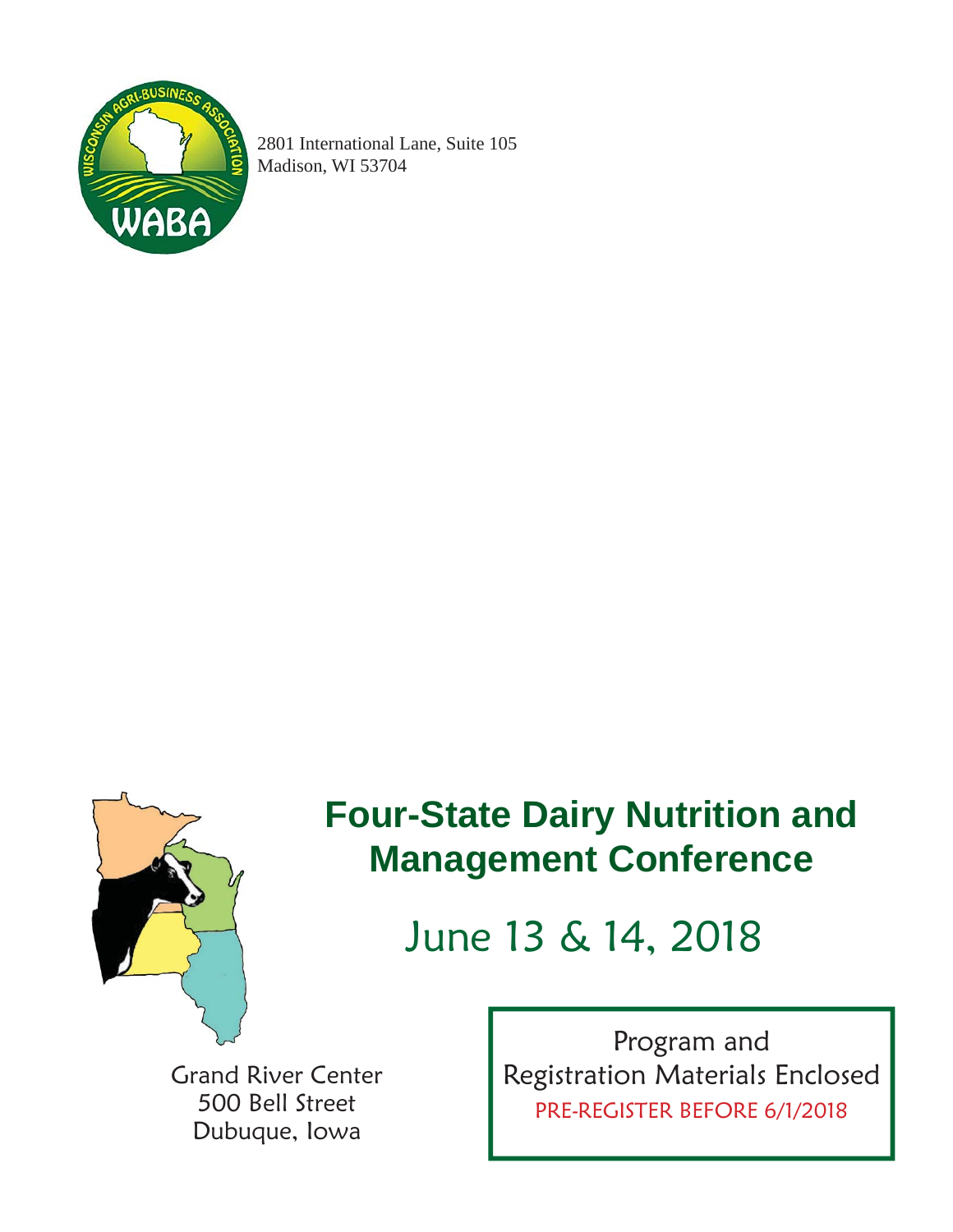2801 International Lane, Suite 105
Madison, WI 53704

# Four-State Dairy Nutrition and Management Conference

## June 13 & 14, 2018

Grand River Center
500 Bell Street
Dubuque, Iowa

Program and
Registration Materials Enclosed
PRE-REGISTER BEFORE 6/1/2018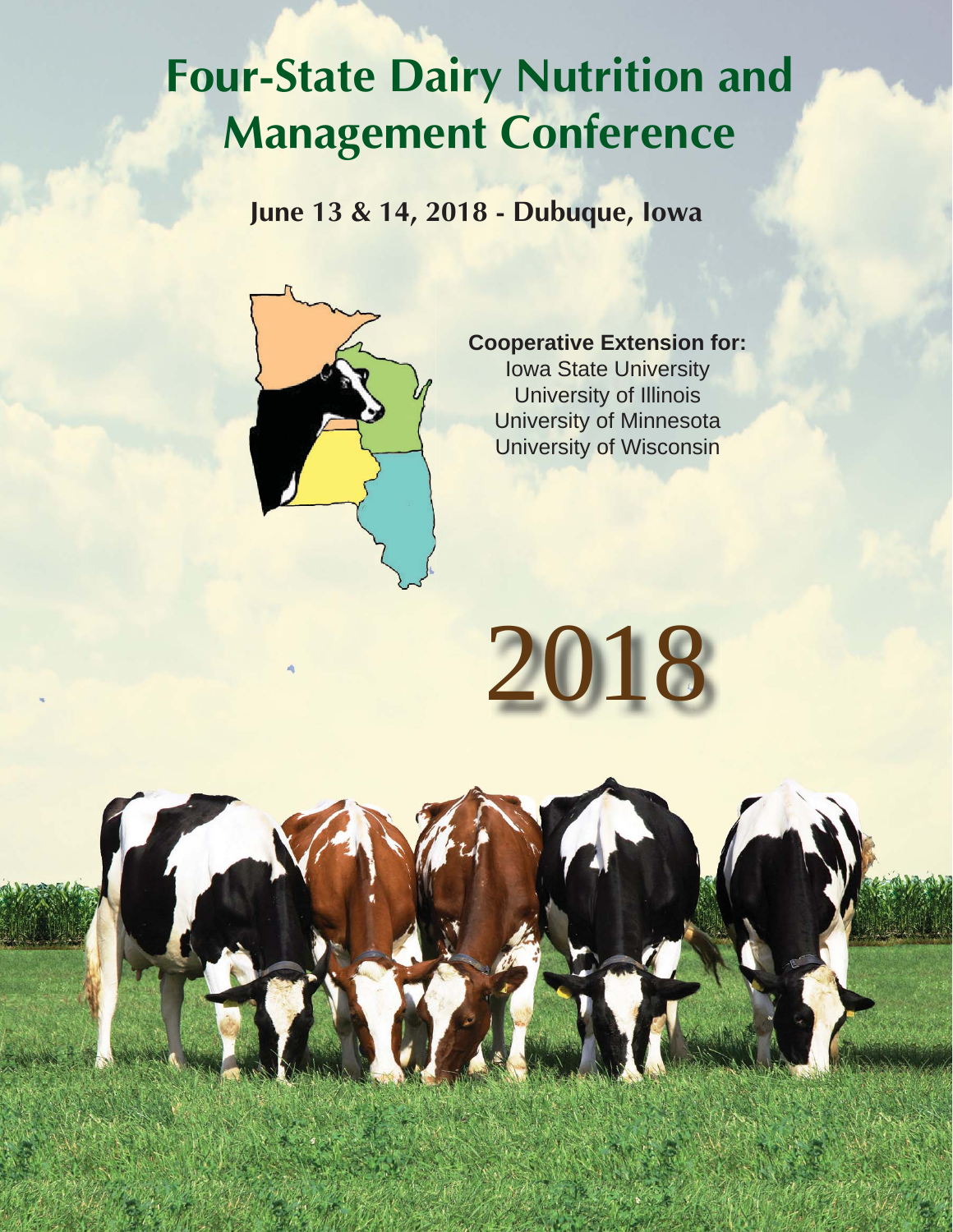# Four-State Dairy Nutrition and Management Conference

**June 13 & 14, 2018 - Dubuque, Iowa**

**Cooperative Extension for:**
Iowa State University
University of Illinois
University of Minnesota
University of Wisconsin

2018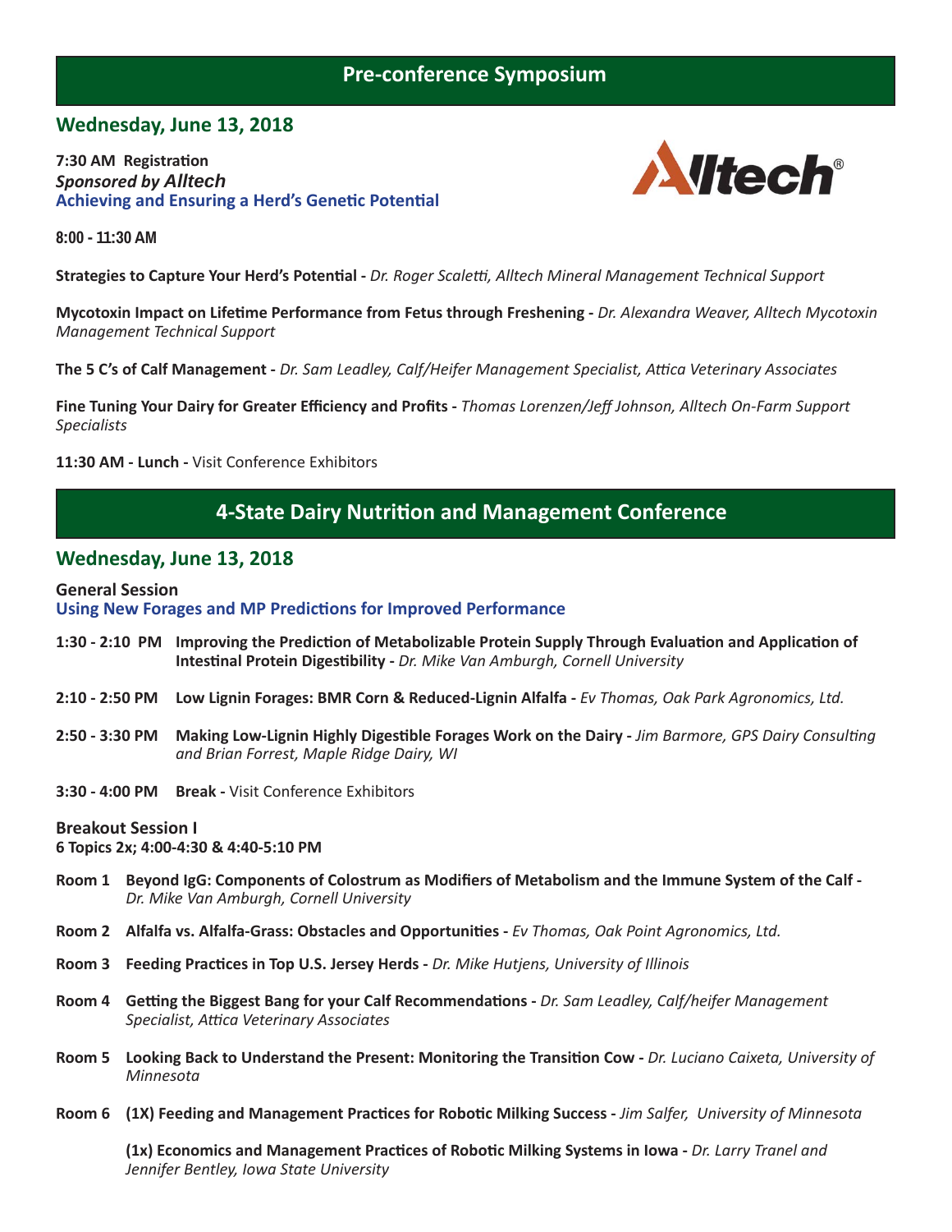## Pre-conference Symposium

### Wednesday, June 13, 2018

**7:30 AM Registration**
***Sponsored by Alltech***
**Achieving and Ensuring a Herd's Genetic Potential**

**8:00 - 11:30 AM**

**Strategies to Capture Your Herd's Potential -** *Dr. Roger Scaletti, Alltech Mineral Management Technical Support*

**Mycotoxin Impact on Lifetime Performance from Fetus through Freshening -** *Dr. Alexandra Weaver, Alltech Mycotoxin Management Technical Support*

**The 5 C's of Calf Management -** *Dr. Sam Leadley, Calf/Heifer Management Specialist, Attica Veterinary Associates*

**Fine Tuning Your Dairy for Greater Efficiency and Profits -** *Thomas Lorenzen/Jeff Johnson, Alltech On-Farm Support Specialists*

**11:30 AM - Lunch -** Visit Conference Exhibitors

## 4-State Dairy Nutrition and Management Conference

### Wednesday, June 13, 2018

**General Session**
**Using New Forages and MP Predictions for Improved Performance**

**1:30 - 2:10 PM** **Improving the Prediction of Metabolizable Protein Supply Through Evaluation and Application of Intestinal Protein Digestibility -** *Dr. Mike Van Amburgh, Cornell University*

**2:10 - 2:50 PM** **Low Lignin Forages: BMR Corn & Reduced-Lignin Alfalfa -** *Ev Thomas, Oak Park Agronomics, Ltd.*

**2:50 - 3:30 PM** **Making Low-Lignin Highly Digestible Forages Work on the Dairy -** *Jim Barmore, GPS Dairy Consulting and Brian Forrest, Maple Ridge Dairy, WI*

**3:30 - 4:00 PM** **Break -** Visit Conference Exhibitors

**Breakout Session I**
**6 Topics 2x; 4:00-4:30 & 4:40-5:10 PM**

**Room 1** **Beyond IgG: Components of Colostrum as Modifiers of Metabolism and the Immune System of the Calf -** *Dr. Mike Van Amburgh, Cornell University*

**Room 2** **Alfalfa vs. Alfalfa-Grass: Obstacles and Opportunities -** *Ev Thomas, Oak Point Agronomics, Ltd.*

**Room 3** **Feeding Practices in Top U.S. Jersey Herds -** *Dr. Mike Hutjens, University of Illinois*

**Room 4** **Getting the Biggest Bang for your Calf Recommendations -** *Dr. Sam Leadley, Calf/heifer Management Specialist, Attica Veterinary Associates*

**Room 5** **Looking Back to Understand the Present: Monitoring the Transition Cow -** *Dr. Luciano Caixeta, University of Minnesota*

**Room 6** **(1X) Feeding and Management Practices for Robotic Milking Success -** *Jim Salfer, University of Minnesota*

**(1x) Economics and Management Practices of Robotic Milking Systems in Iowa -** *Dr. Larry Tranel and Jennifer Bentley, Iowa State University*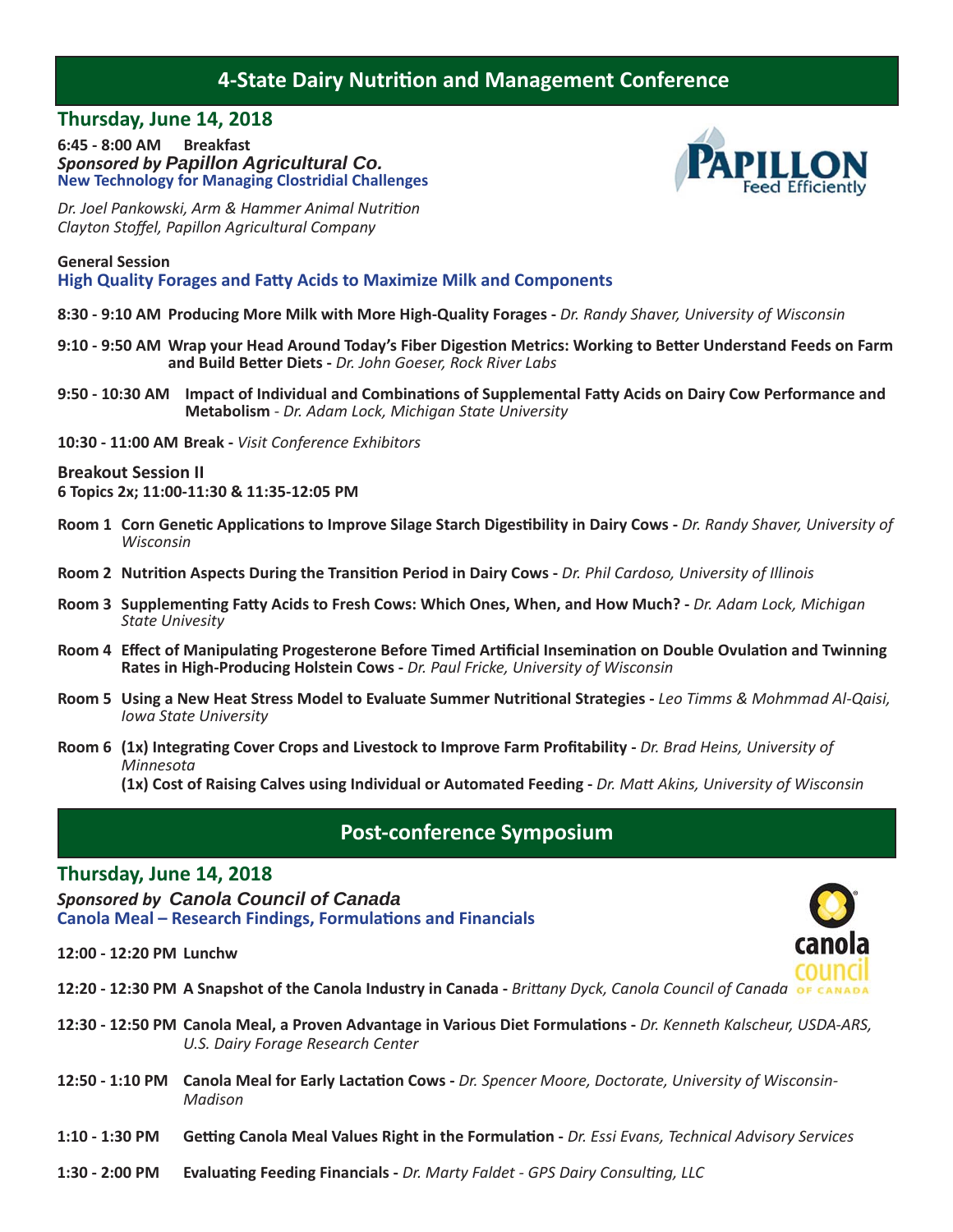# 4-State Dairy Nutrition and Management Conference

## Thursday, June 14, 2018

**6:45 - 8:00 AM Breakfast**
***Sponsored by Papillon Agricultural Co.***
**New Technology for Managing Clostridial Challenges**

*Dr. Joel Pankowski, Arm & Hammer Animal Nutrition*
*Clayton Stoffel, Papillon Agricultural Company*

**General Session**
**High Quality Forages and Fatty Acids to Maximize Milk and Components**

**8:30 - 9:10 AM Producing More Milk with More High-Quality Forages -** *Dr. Randy Shaver, University of Wisconsin*

**9:10 - 9:50 AM Wrap your Head Around Today's Fiber Digestion Metrics: Working to Better Understand Feeds on Farm and Build Better Diets -** *Dr. John Goeser, Rock River Labs*

**9:50 - 10:30 AM Impact of Individual and Combinations of Supplemental Fatty Acids on Dairy Cow Performance and Metabolism** - *Dr. Adam Lock, Michigan State University*

**10:30 - 11:00 AM Break -** *Visit Conference Exhibitors*

**Breakout Session II**
**6 Topics 2x; 11:00-11:30 & 11:35-12:05 PM**

**Room 1 Corn Genetic Applications to Improve Silage Starch Digestibility in Dairy Cows -** *Dr. Randy Shaver, University of Wisconsin*

**Room 2 Nutrition Aspects During the Transition Period in Dairy Cows -** *Dr. Phil Cardoso, University of Illinois*

**Room 3 Supplementing Fatty Acids to Fresh Cows: Which Ones, When, and How Much? -** *Dr. Adam Lock, Michigan State Univesity*

**Room 4 Effect of Manipulating Progesterone Before Timed Artificial Insemination on Double Ovulation and Twinning Rates in High-Producing Holstein Cows -** *Dr. Paul Fricke, University of Wisconsin*

**Room 5 Using a New Heat Stress Model to Evaluate Summer Nutritional Strategies -** *Leo Timms & Mohmmad Al-Qaisi, Iowa State University*

**Room 6 (1x) Integrating Cover Crops and Livestock to Improve Farm Profitability -** *Dr. Brad Heins, University of Minnesota*
**(1x) Cost of Raising Calves using Individual or Automated Feeding -** *Dr. Matt Akins, University of Wisconsin*

# Post-conference Symposium

## Thursday, June 14, 2018

***Sponsored by Canola Council of Canada***
**Canola Meal – Research Findings, Formulations and Financials**

**12:00 - 12:20 PM Lunchw**

**12:20 - 12:30 PM A Snapshot of the Canola Industry in Canada -** *Brittany Dyck, Canola Council of Canada*

**12:30 - 12:50 PM Canola Meal, a Proven Advantage in Various Diet Formulations -** *Dr. Kenneth Kalscheur, USDA-ARS, U.S. Dairy Forage Research Center*

**12:50 - 1:10 PM Canola Meal for Early Lactation Cows -** *Dr. Spencer Moore, Doctorate, University of Wisconsin-Madison*

**1:10 - 1:30 PM Getting Canola Meal Values Right in the Formulation -** *Dr. Essi Evans, Technical Advisory Services*

**1:30 - 2:00 PM Evaluating Feeding Financials -** *Dr. Marty Faldet - GPS Dairy Consulting, LLC*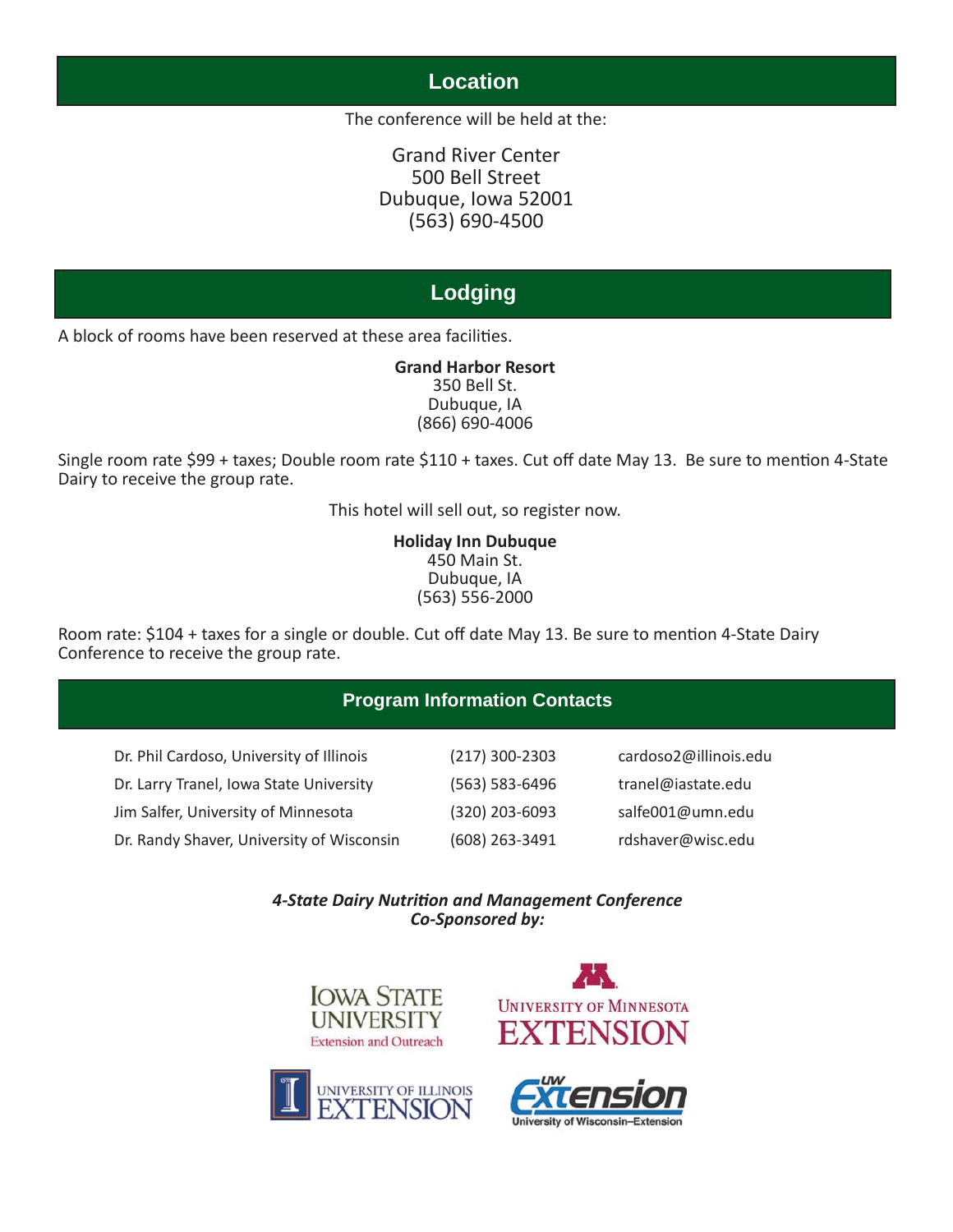## Location

The conference will be held at the:

Grand River Center
500 Bell Street
Dubuque, Iowa 52001
(563) 690-4500

## Lodging

A block of rooms have been reserved at these area facilities.

**Grand Harbor Resort**
350 Bell St.
Dubuque, IA
(866) 690-4006

Single room rate $99 + taxes; Double room rate $110 + taxes. Cut off date May 13. Be sure to mention 4-State Dairy to receive the group rate.

This hotel will sell out, so register now.

**Holiday Inn Dubuque**
450 Main St.
Dubuque, IA
(563) 556-2000

Room rate: $104 + taxes for a single or double. Cut off date May 13. Be sure to mention 4-State Dairy Conference to receive the group rate.

## Program Information Contacts

| | | |
|---|---|---|
| Dr. Phil Cardoso, University of Illinois | (217) 300-2303 | cardoso2@illinois.edu |
| Dr. Larry Tranel, Iowa State University | (563) 583-6496 | tranel@iastate.edu |
| Jim Salfer, University of Minnesota | (320) 203-6093 | salfe001@umn.edu |
| Dr. Randy Shaver, University of Wisconsin | (608) 263-3491 | rdshaver@wisc.edu |

***4-State Dairy Nutrition and Management Conference Co-Sponsored by:***

Iowa State University Extension and Outreach

University of Minnesota Extension

University of Illinois Extension

UW Extension — University of Wisconsin–Extension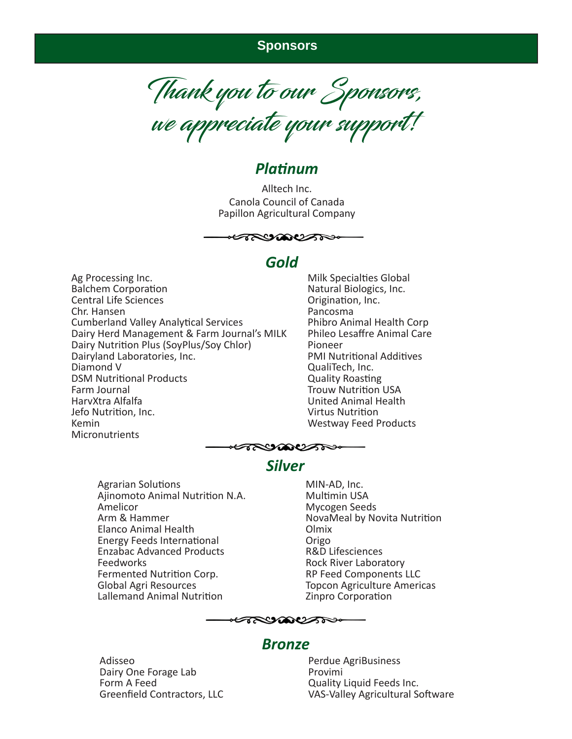# Sponsors

*Thank you to our Sponsors, we appreciate your support!*

## *Platinum*

Alltech Inc.
Canola Council of Canada
Papillon Agricultural Company

## *Gold*

Ag Processing Inc.
Balchem Corporation
Central Life Sciences
Chr. Hansen
Cumberland Valley Analytical Services
Dairy Herd Management & Farm Journal's MILK
Dairy Nutrition Plus (SoyPlus/Soy Chlor)
Dairyland Laboratories, Inc.
Diamond V
DSM Nutritional Products
Farm Journal
HarvXtra Alfalfa
Jefo Nutrition, Inc.
Kemin
Micronutrients
Milk Specialties Global
Natural Biologics, Inc.
Origination, Inc.
Pancosma
Phibro Animal Health Corp
Phileo Lesaffre Animal Care
Pioneer
PMI Nutritional Additives
QualiTech, Inc.
Quality Roasting
Trouw Nutrition USA
United Animal Health
Virtus Nutrition
Westway Feed Products

## *Silver*

Agrarian Solutions
Ajinomoto Animal Nutrition N.A.
Amelicor
Arm & Hammer
Elanco Animal Health
Energy Feeds International
Enzabac Advanced Products
Feedworks
Fermented Nutrition Corp.
Global Agri Resources
Lallemand Animal Nutrition
MIN-AD, Inc.
Multimin USA
Mycogen Seeds
NovaMeal by Novita Nutrition
Olmix
Origo
R&D Lifesciences
Rock River Laboratory
RP Feed Components LLC
Topcon Agriculture Americas
Zinpro Corporation

## *Bronze*

Adisseo
Dairy One Forage Lab
Form A Feed
Greenfield Contractors, LLC
Perdue AgriBusiness
Provimi
Quality Liquid Feeds Inc.
VAS-Valley Agricultural Software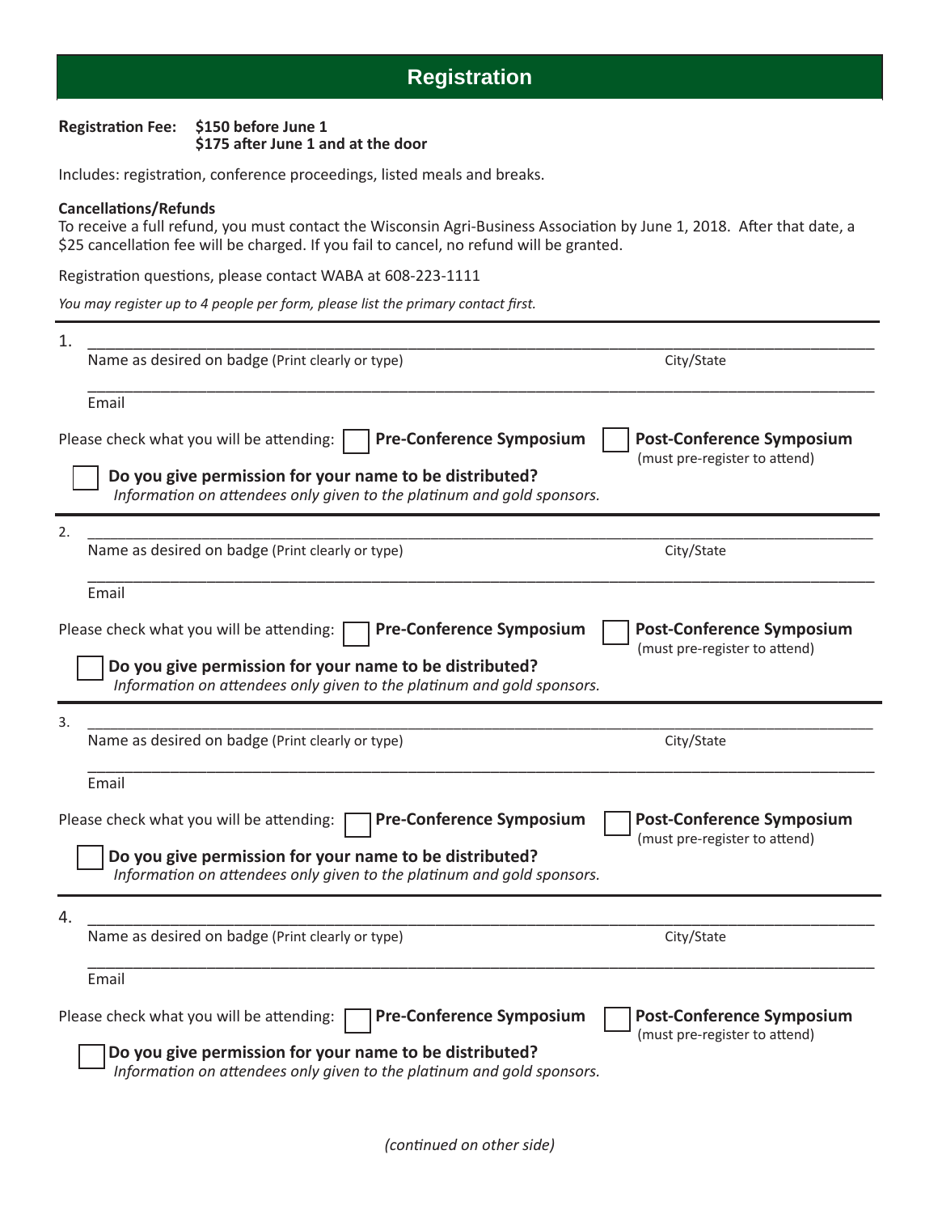## Registration

**Registration Fee:** **$150 before June 1**
**$175 after June 1 and at the door**

Includes: registration, conference proceedings, listed meals and breaks.

**Cancellations/Refunds**
To receive a full refund, you must contact the Wisconsin Agri-Business Association by June 1, 2018. After that date, a $25 cancellation fee will be charged. If you fail to cancel, no refund will be granted.

Registration questions, please contact WABA at 608-223-1111

*You may register up to 4 people per form, please list the primary contact first.*

---

1. ______________________________________________________________________________

Name as desired on badge (Print clearly or type) City/State

______________________________________________________________________________

Email

Please check what you will be attending: ☐ **Pre-Conference Symposium** ☐ **Post-Conference Symposium** (must pre-register to attend)

☐ **Do you give permission for your name to be distributed?**
*Information on attendees only given to the platinum and gold sponsors.*

---

2. ______________________________________________________________________________

Name as desired on badge (Print clearly or type) City/State

______________________________________________________________________________

Email

Please check what you will be attending: ☐ **Pre-Conference Symposium** ☐ **Post-Conference Symposium** (must pre-register to attend)

☐ **Do you give permission for your name to be distributed?**
*Information on attendees only given to the platinum and gold sponsors.*

---

3. ______________________________________________________________________________

Name as desired on badge (Print clearly or type) City/State

______________________________________________________________________________

Email

Please check what you will be attending: ☐ **Pre-Conference Symposium** ☐ **Post-Conference Symposium** (must pre-register to attend)

☐ **Do you give permission for your name to be distributed?**
*Information on attendees only given to the platinum and gold sponsors.*

---

4. ______________________________________________________________________________

Name as desired on badge (Print clearly or type) City/State

______________________________________________________________________________

Email

Please check what you will be attending: ☐ **Pre-Conference Symposium** ☐ **Post-Conference Symposium** (must pre-register to attend)

☐ **Do you give permission for your name to be distributed?**
*Information on attendees only given to the platinum and gold sponsors.*

*(continued on other side)*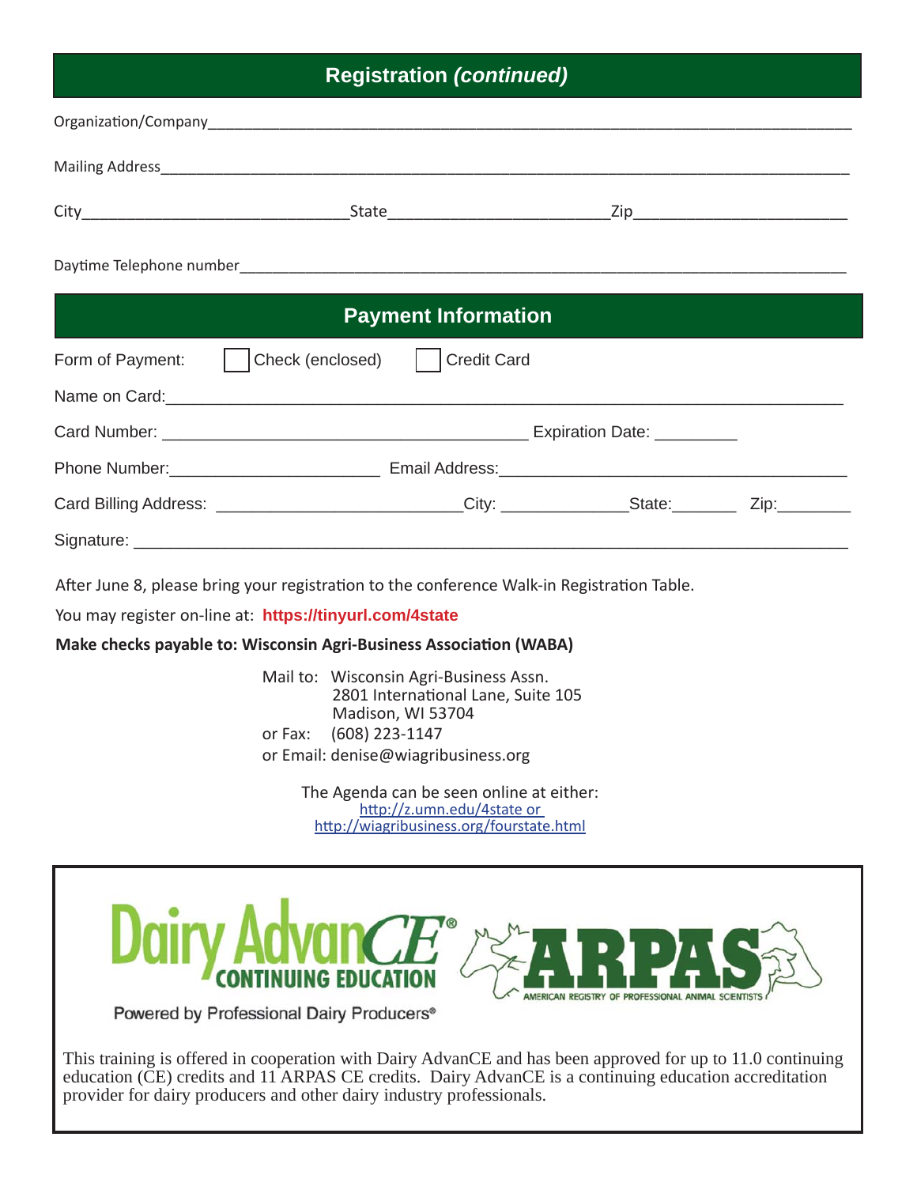## Registration *(continued)*

Organization/Company_______________________________________________

Mailing Address_______________________________________________

City_______________________ State_______________________ Zip_______________________

Daytime Telephone number_______________________________________________

## Payment Information

Form of Payment: ☐ Check (enclosed) ☐ Credit Card

Name on Card:_______________________________________________

Card Number: _______________________________ Expiration Date: _________

Phone Number:_____________________ Email Address:_______________________________

Card Billing Address: _______________________ City: _____________ State:_______ Zip:________

Signature: _______________________________________________

After June 8, please bring your registration to the conference Walk-in Registration Table.

You may register on-line at: **https://tinyurl.com/4state**

**Make checks payable to: Wisconsin Agri-Business Association (WABA)**

Mail to: Wisconsin Agri-Business Assn.
2801 International Lane, Suite 105
Madison, WI 53704
or Fax: (608) 223-1147
or Email: denise@wiagribusiness.org

The Agenda can be seen online at either:
http://z.umn.edu/4state or
http://wiagribusiness.org/fourstate.html

Dairy AdvanCE® CONTINUING EDUCATION

Powered by Professional Dairy Producers®

ARPAS AMERICAN REGISTRY OF PROFESSIONAL ANIMAL SCIENTISTS

This training is offered in cooperation with Dairy AdvanCE and has been approved for up to 11.0 continuing education (CE) credits and 11 ARPAS CE credits. Dairy AdvanCE is a continuing education accreditation provider for dairy producers and other dairy industry professionals.